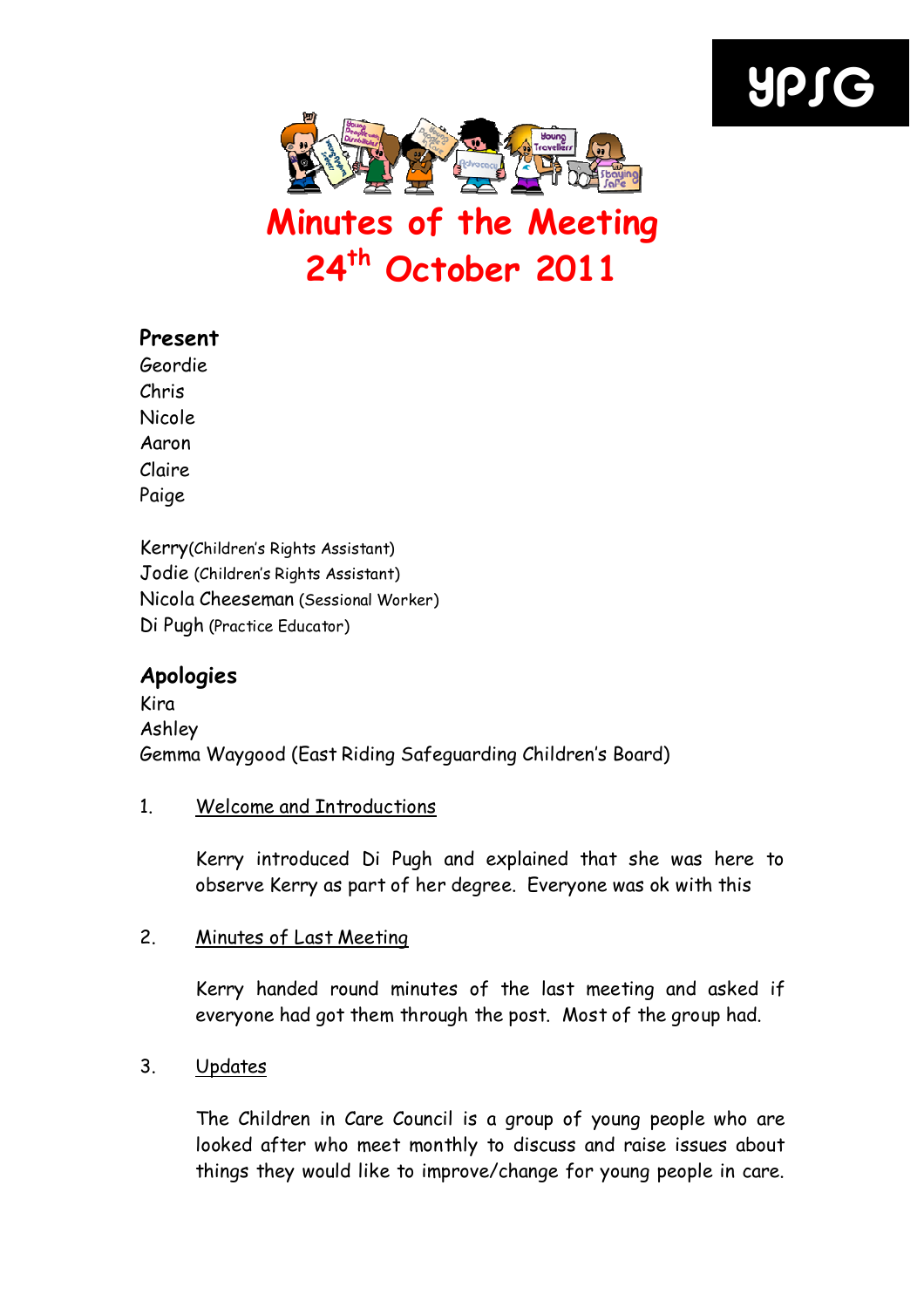YPSG

# Minutes of the Meeting
# 24th October 2011

### Present

Geordie
Chris
Nicole
Aaron
Claire
Paige

Kerry(Children's Rights Assistant)
Jodie (Children's Rights Assistant)
Nicola Cheeseman (Sessional Worker)
Di Pugh (Practice Educator)

### Apologies

Kira
Ashley
Gemma Waygood (East Riding Safeguarding Children's Board)

1. Welcome and Introductions

   Kerry introduced Di Pugh and explained that she was here to observe Kerry as part of her degree. Everyone was ok with this

2. Minutes of Last Meeting

   Kerry handed round minutes of the last meeting and asked if everyone had got them through the post. Most of the group had.

3. Updates

   The Children in Care Council is a group of young people who are looked after who meet monthly to discuss and raise issues about things they would like to improve/change for young people in care.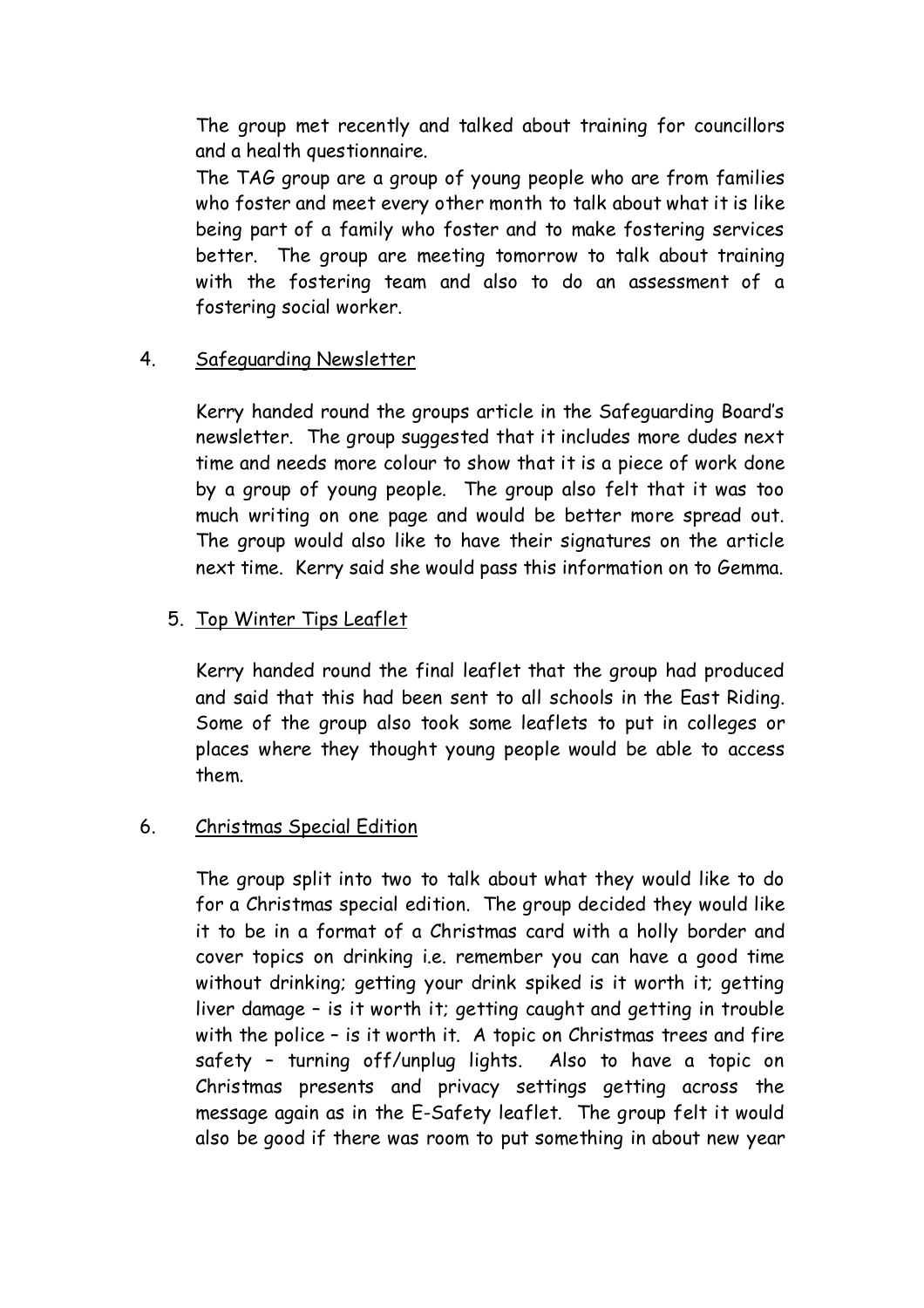The group met recently and talked about training for councillors and a health questionnaire.

The TAG group are a group of young people who are from families who foster and meet every other month to talk about what it is like being part of a family who foster and to make fostering services better. The group are meeting tomorrow to talk about training with the fostering team and also to do an assessment of a fostering social worker.

4. <u>Safeguarding Newsletter</u>

   Kerry handed round the groups article in the Safeguarding Board's newsletter. The group suggested that it includes more dudes next time and needs more colour to show that it is a piece of work done by a group of young people. The group also felt that it was too much writing on one page and would be better more spread out. The group would also like to have their signatures on the article next time. Kerry said she would pass this information on to Gemma.

5. <u>Top Winter Tips Leaflet</u>

   Kerry handed round the final leaflet that the group had produced and said that this had been sent to all schools in the East Riding. Some of the group also took some leaflets to put in colleges or places where they thought young people would be able to access them.

6. <u>Christmas Special Edition</u>

   The group split into two to talk about what they would like to do for a Christmas special edition. The group decided they would like it to be in a format of a Christmas card with a holly border and cover topics on drinking i.e. remember you can have a good time without drinking; getting your drink spiked is it worth it; getting liver damage – is it worth it; getting caught and getting in trouble with the police – is it worth it. A topic on Christmas trees and fire safety – turning off/unplug lights. Also to have a topic on Christmas presents and privacy settings getting across the message again as in the E-Safety leaflet. The group felt it would also be good if there was room to put something in about new year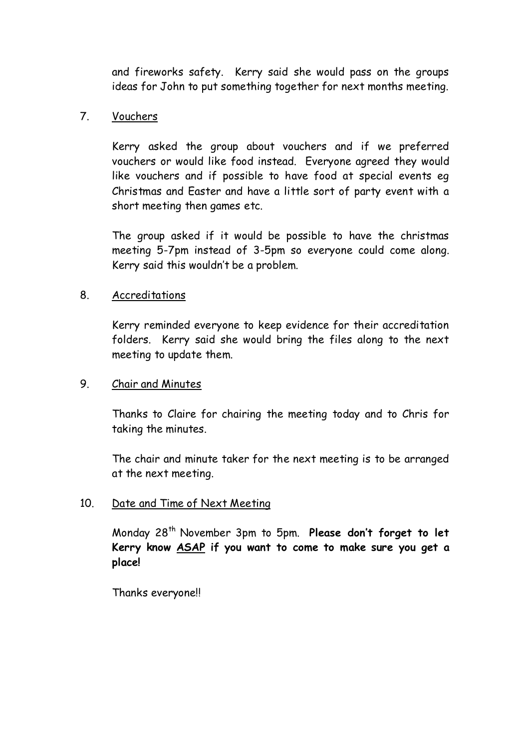and fireworks safety. Kerry said she would pass on the groups ideas for John to put something together for next months meeting.

7. <u>Vouchers</u>

   Kerry asked the group about vouchers and if we preferred vouchers or would like food instead. Everyone agreed they would like vouchers and if possible to have food at special events eg Christmas and Easter and have a little sort of party event with a short meeting then games etc.

   The group asked if it would be possible to have the christmas meeting 5-7pm instead of 3-5pm so everyone could come along. Kerry said this wouldn't be a problem.

8. <u>Accreditations</u>

   Kerry reminded everyone to keep evidence for their accreditation folders. Kerry said she would bring the files along to the next meeting to update them.

9. <u>Chair and Minutes</u>

   Thanks to Claire for chairing the meeting today and to Chris for taking the minutes.

   The chair and minute taker for the next meeting is to be arranged at the next meeting.

10. <u>Date and Time of Next Meeting</u>

    Monday 28th November 3pm to 5pm. **Please don't forget to let Kerry know <u>ASAP</u> if you want to come to make sure you get a place!**

    Thanks everyone!!